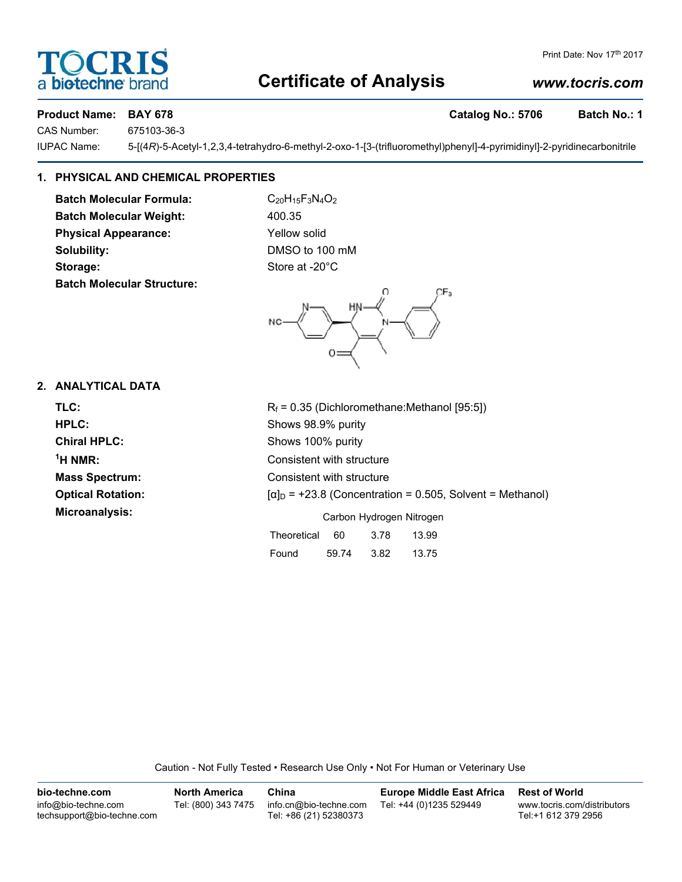# Certificate of Analysis

www.tocris.com

Print Date: Nov 17th 2017

**Product Name: BAY 678** **Catalog No.: 5706** **Batch No.: 1**

CAS Number: 675103-36-3

IUPAC Name: 5-[(4*R*)-5-Acetyl-1,2,3,4-tetrahydro-6-methyl-2-oxo-1-[3-(trifluoromethyl)phenyl]-4-pyrimidinyl]-2-pyridinecarbonitrile

## 1. PHYSICAL AND CHEMICAL PROPERTIES

**Batch Molecular Formula:** $C_{20}H_{15}F_3N_4O_2$

**Batch Molecular Weight:** 400.35

**Physical Appearance:** Yellow solid

**Solubility:** DMSO to 100 mM

**Storage:** Store at -20°C

**Batch Molecular Structure:**

## 2. ANALYTICAL DATA

**TLC:** $R_f$ = 0.35 (Dichloromethane:Methanol [95:5])

**HPLC:** Shows 98.9% purity

**Chiral HPLC:** Shows 100% purity

**$^1$H NMR:** Consistent with structure

**Mass Spectrum:** Consistent with structure

**Optical Rotation:** $[\alpha]_D$ = +23.8 (Concentration = 0.505, Solvent = Methanol)

**Microanalysis:**

| | Carbon | Hydrogen | Nitrogen |
|---|---|---|---|
| Theoretical | 60 | 3.78 | 13.99 |
| Found | 59.74 | 3.82 | 13.75 |

Caution - Not Fully Tested • Research Use Only • Not For Human or Veterinary Use

**bio-techne.com**
info@bio-techne.com
techsupport@bio-techne.com

**North America**
Tel: (800) 343 7475

**China**
info.cn@bio-techne.com
Tel: +86 (21) 52380373

**Europe Middle East Africa**
Tel: +44 (0)1235 529449

**Rest of World**
www.tocris.com/distributors
Tel:+1 612 379 2956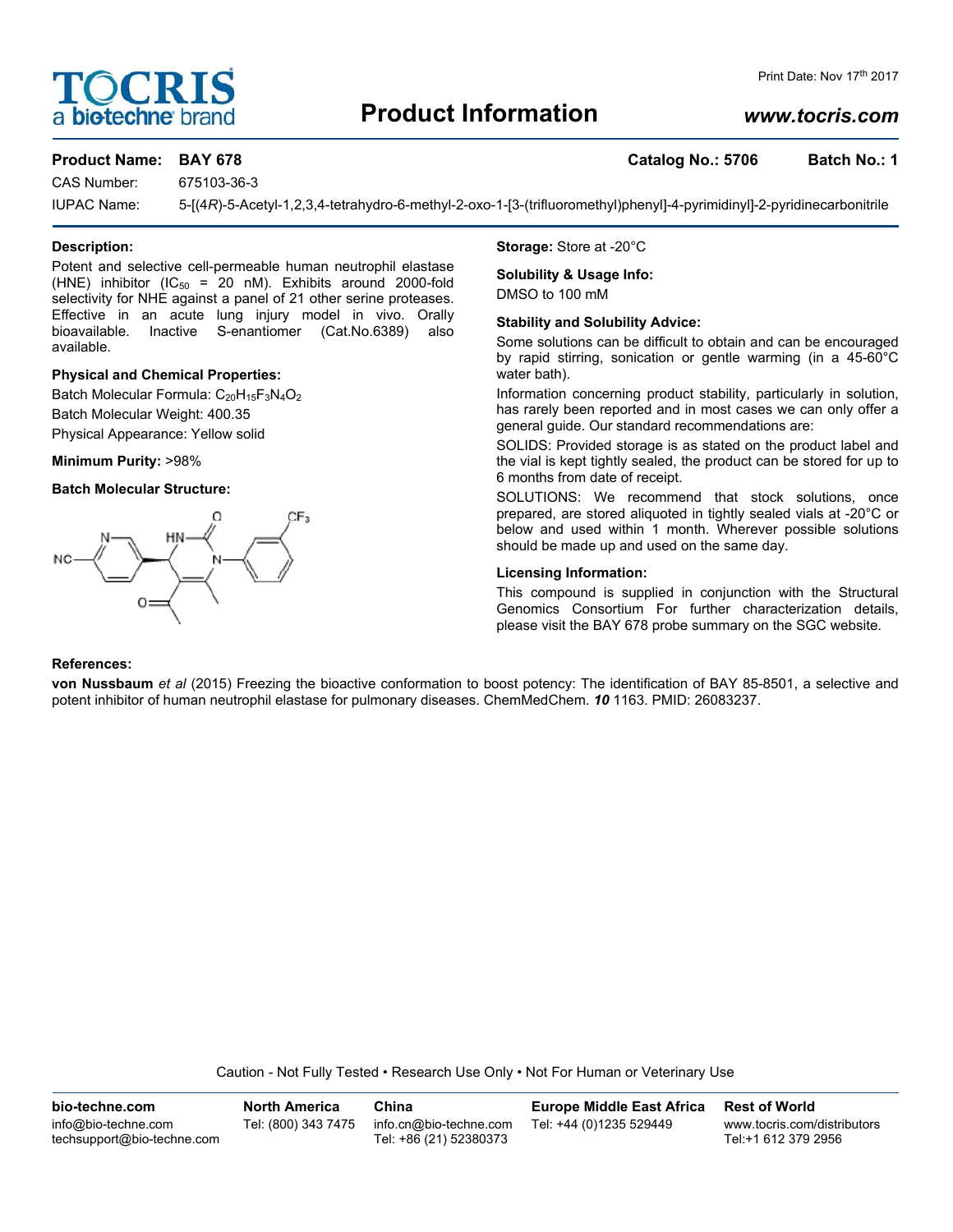# Product Information

**Product Name: BAY 678** **Catalog No.: 5706** **Batch No.: 1**

CAS Number: 675103-36-3

IUPAC Name: 5-[(4*R*)-5-Acetyl-1,2,3,4-tetrahydro-6-methyl-2-oxo-1-[3-(trifluoromethyl)phenyl]-4-pyrimidinyl]-2-pyridinecarbonitrile

### Description:

Potent and selective cell-permeable human neutrophil elastase (HNE) inhibitor ($IC_{50}$ = 20 nM). Exhibits around 2000-fold selectivity for NHE against a panel of 21 other serine proteases. Effective in an acute lung injury model in vivo. Orally bioavailable. Inactive S-enantiomer (Cat.No.6389) also available.

### Physical and Chemical Properties:

Batch Molecular Formula: $C_{20}H_{15}F_3N_4O_2$

Batch Molecular Weight: 400.35

Physical Appearance: Yellow solid

**Minimum Purity:** >98%

### Batch Molecular Structure:

NC
HN
O
CF$_3$
N
N
O

**Storage:** Store at -20°C

### Solubility & Usage Info:

DMSO to 100 mM

### Stability and Solubility Advice:

Some solutions can be difficult to obtain and can be encouraged by rapid stirring, sonication or gentle warming (in a 45-60°C water bath).

Information concerning product stability, particularly in solution, has rarely been reported and in most cases we can only offer a general guide. Our standard recommendations are:

SOLIDS: Provided storage is as stated on the product label and the vial is kept tightly sealed, the product can be stored for up to 6 months from date of receipt.

SOLUTIONS: We recommend that stock solutions, once prepared, are stored aliquoted in tightly sealed vials at -20°C or below and used within 1 month. Wherever possible solutions should be made up and used on the same day.

### Licensing Information:

This compound is supplied in conjunction with the Structural Genomics Consortium For further characterization details, please visit the BAY 678 probe summary on the SGC website.

### References:

**von Nussbaum** *et al* (2015) Freezing the bioactive conformation to boost potency: The identification of BAY 85-8501, a selective and potent inhibitor of human neutrophil elastase for pulmonary diseases. ChemMedChem. ***10*** 1163. PMID: 26083237.

Caution - Not Fully Tested • Research Use Only • Not For Human or Veterinary Use

**bio-techne.com**
info@bio-techne.com
techsupport@bio-techne.com

**North America**
Tel: (800) 343 7475

**China**
info.cn@bio-techne.com
Tel: +86 (21) 52380373

**Europe Middle East Africa**
Tel: +44 (0)1235 529449

**Rest of World**
www.tocris.com/distributors
Tel:+1 612 379 2956